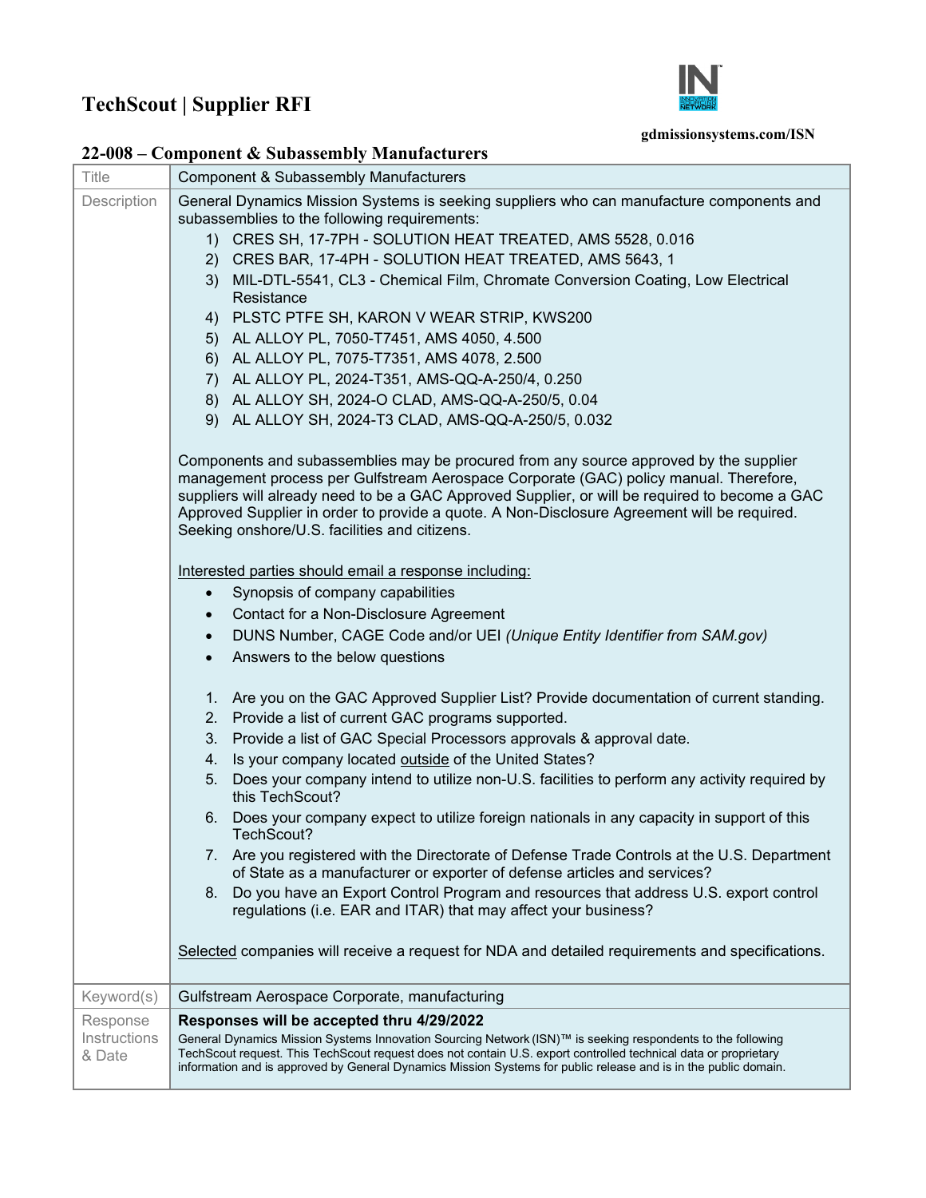# TechScout | Supplier RFI

gdmissionsystems.com/ISN

## 22-008 – Component & Subassembly Manufacturers

| Title | Component & Subassembly Manufacturers |
|---|---|
| Description | General Dynamics Mission Systems is seeking suppliers who can manufacture components and subassemblies to the following requirements:<br>1) CRES SH, 17-7PH - SOLUTION HEAT TREATED, AMS 5528, 0.016<br>2) CRES BAR, 17-4PH - SOLUTION HEAT TREATED, AMS 5643, 1<br>3) MIL-DTL-5541, CL3 - Chemical Film, Chromate Conversion Coating, Low Electrical Resistance<br>4) PLSTC PTFE SH, KARON V WEAR STRIP, KWS200<br>5) AL ALLOY PL, 7050-T7451, AMS 4050, 4.500<br>6) AL ALLOY PL, 7075-T7351, AMS 4078, 2.500<br>7) AL ALLOY PL, 2024-T351, AMS-QQ-A-250/4, 0.250<br>8) AL ALLOY SH, 2024-O CLAD, AMS-QQ-A-250/5, 0.04<br>9) AL ALLOY SH, 2024-T3 CLAD, AMS-QQ-A-250/5, 0.032<br><br>Components and subassemblies may be procured from any source approved by the supplier management process per Gulfstream Aerospace Corporate (GAC) policy manual. Therefore, suppliers will already need to be a GAC Approved Supplier, or will be required to become a GAC Approved Supplier in order to provide a quote. A Non-Disclosure Agreement will be required. Seeking onshore/U.S. facilities and citizens.<br><br><u>Interested parties should email a response including:</u><br>• Synopsis of company capabilities<br>• Contact for a Non-Disclosure Agreement<br>• DUNS Number, CAGE Code and/or UEI *(Unique Entity Identifier from SAM.gov)*<br>• Answers to the below questions<br><br>1. Are you on the GAC Approved Supplier List? Provide documentation of current standing.<br>2. Provide a list of current GAC programs supported.<br>3. Provide a list of GAC Special Processors approvals & approval date.<br>4. Is your company located <u>outside</u> of the United States?<br>5. Does your company intend to utilize non-U.S. facilities to perform any activity required by this TechScout?<br>6. Does your company expect to utilize foreign nationals in any capacity in support of this TechScout?<br>7. Are you registered with the Directorate of Defense Trade Controls at the U.S. Department of State as a manufacturer or exporter of defense articles and services?<br>8. Do you have an Export Control Program and resources that address U.S. export control regulations (i.e. EAR and ITAR) that may affect your business?<br><br><u>Selected</u> companies will receive a request for NDA and detailed requirements and specifications. |
| Keyword(s) | Gulfstream Aerospace Corporate, manufacturing |
| Response Instructions & Date | **Responses will be accepted thru 4/29/2022**<br>General Dynamics Mission Systems Innovation Sourcing Network (ISN)™ is seeking respondents to the following TechScout request. This TechScout request does not contain U.S. export controlled technical data or proprietary information and is approved by General Dynamics Mission Systems for public release and is in the public domain. |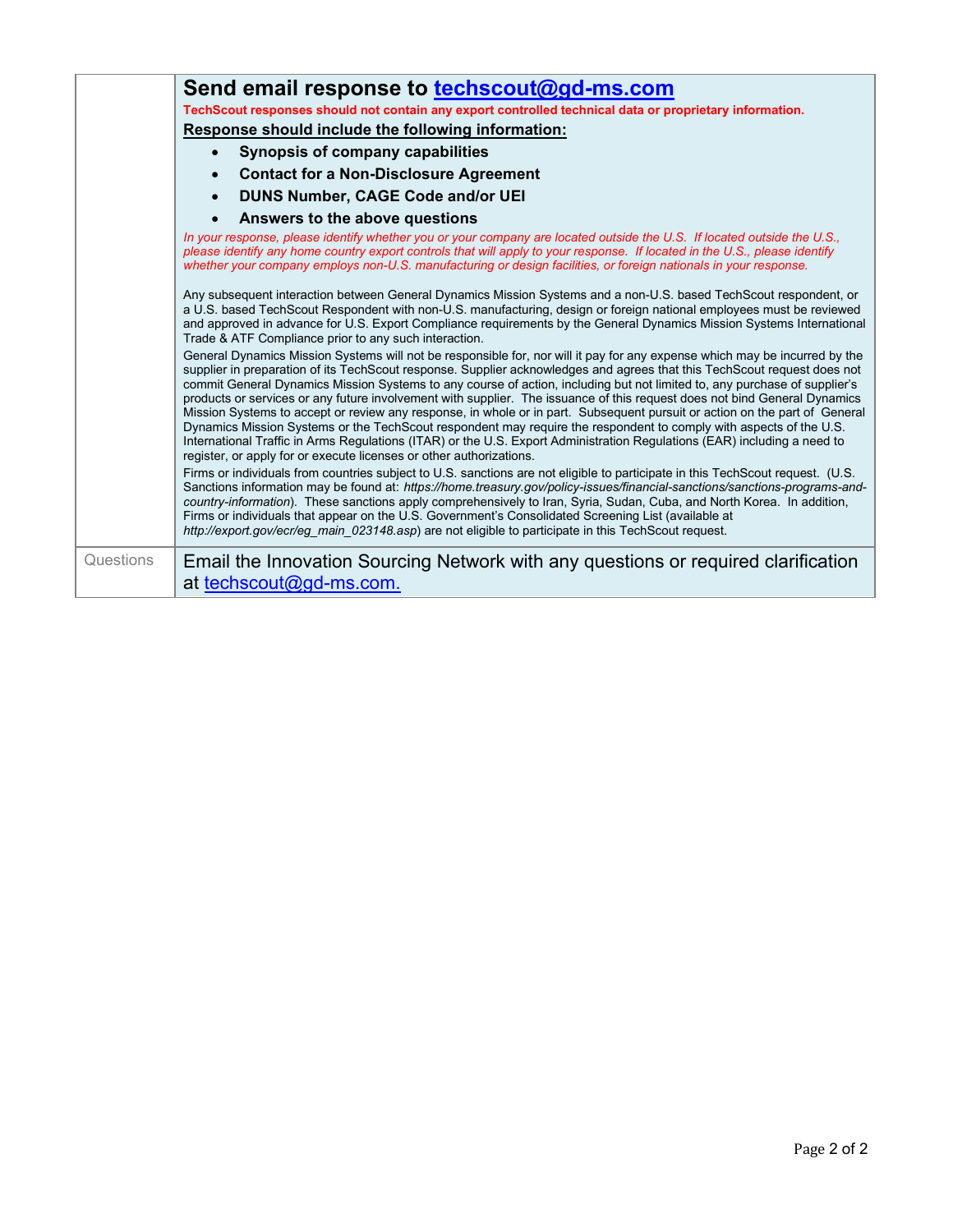| | |
|---|---|
| | **Send email response to [techscout@gd-ms.com](mailto:techscout@gd-ms.com)**<br>**TechScout responses should not contain any export controlled technical data or proprietary information.**<br>**Response should include the following information:**<br>• **Synopsis of company capabilities**<br>• **Contact for a Non-Disclosure Agreement**<br>• **DUNS Number, CAGE Code and/or UEI**<br>• **Answers to the above questions**<br>*In your response, please identify whether you or your company are located outside the U.S. If located outside the U.S., please identify any home country export controls that will apply to your response. If located in the U.S., please identify whether your company employs non-U.S. manufacturing or design facilities, or foreign nationals in your response.*<br><br>Any subsequent interaction between General Dynamics Mission Systems and a non-U.S. based TechScout respondent, or a U.S. based TechScout Respondent with non-U.S. manufacturing, design or foreign national employees must be reviewed and approved in advance for U.S. Export Compliance requirements by the General Dynamics Mission Systems International Trade & ATF Compliance prior to any such interaction.<br>General Dynamics Mission Systems will not be responsible for, nor will it pay for any expense which may be incurred by the supplier in preparation of its TechScout response. Supplier acknowledges and agrees that this TechScout request does not commit General Dynamics Mission Systems to any course of action, including but not limited to, any purchase of supplier's products or services or any future involvement with supplier. The issuance of this request does not bind General Dynamics Mission Systems to accept or review any response, in whole or in part. Subsequent pursuit or action on the part of General Dynamics Mission Systems or the TechScout respondent may require the respondent to comply with aspects of the U.S. International Traffic in Arms Regulations (ITAR) or the U.S. Export Administration Regulations (EAR) including a need to register, or apply for or execute licenses or other authorizations.<br>Firms or individuals from countries subject to U.S. sanctions are not eligible to participate in this TechScout request. (U.S. Sanctions information may be found at: *https://home.treasury.gov/policy-issues/financial-sanctions/sanctions-programs-and-country-information*). These sanctions apply comprehensively to Iran, Syria, Sudan, Cuba, and North Korea. In addition, Firms or individuals that appear on the U.S. Government's Consolidated Screening List (available at *http://export.gov/ecr/eg_main_023148.asp*) are not eligible to participate in this TechScout request. |
| Questions | Email the Innovation Sourcing Network with any questions or required clarification at [techscout@gd-ms.com.](mailto:techscout@gd-ms.com) |